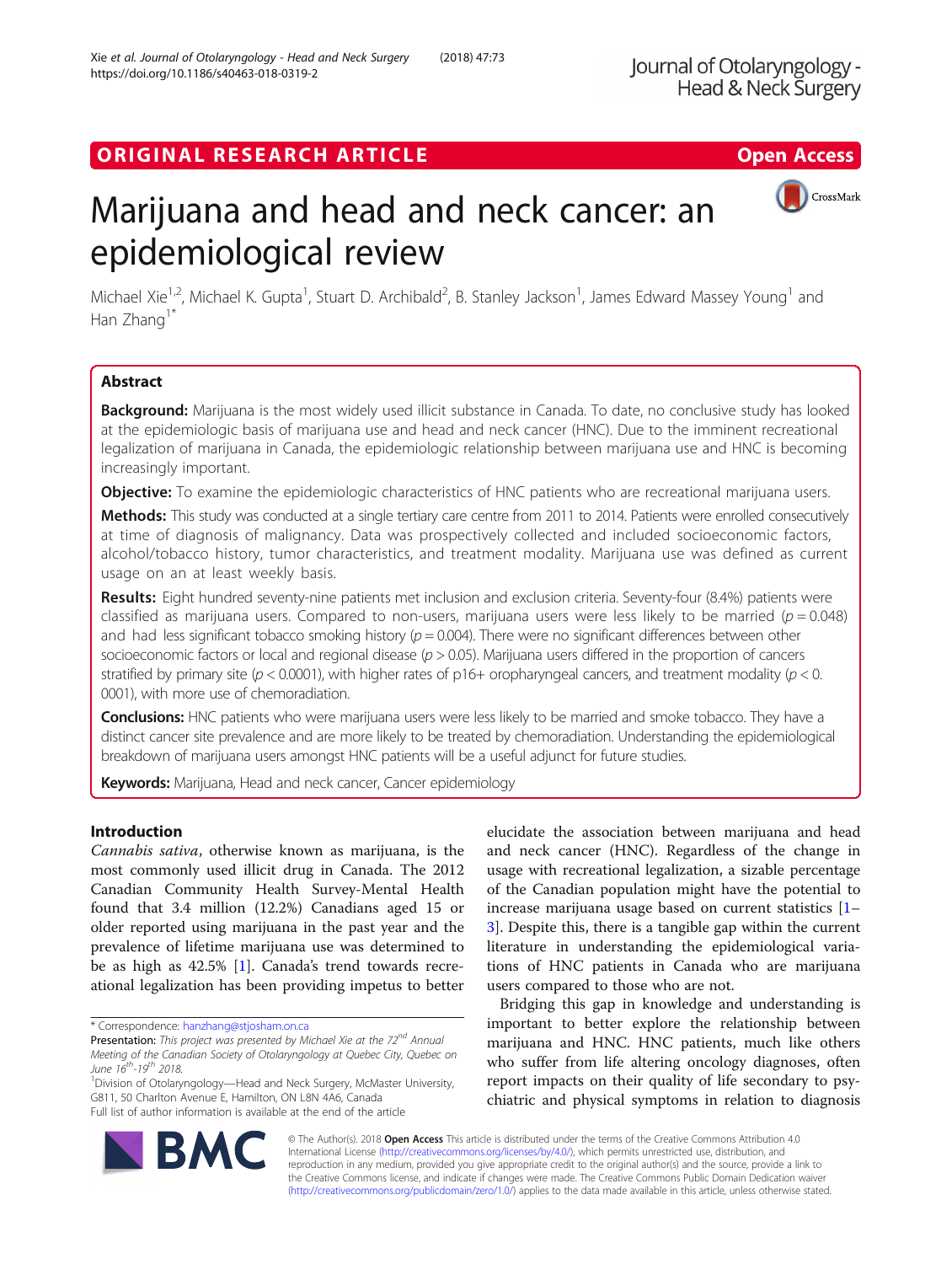ORIGINAL RESEARCH ARTICLE

Open Access

# Marijuana and head and neck cancer: an epidemiological review

Michael Xie[1,2], Michael K. Gupta[1], Stuart D. Archibald[2], B. Stanley Jackson[1], James Edward Massey Young[1] and Han Zhang[1*]

## Abstract

**Background:** Marijuana is the most widely used illicit substance in Canada. To date, no conclusive study has looked at the epidemiologic basis of marijuana use and head and neck cancer (HNC). Due to the imminent recreational legalization of marijuana in Canada, the epidemiologic relationship between marijuana use and HNC is becoming increasingly important.

**Objective:** To examine the epidemiologic characteristics of HNC patients who are recreational marijuana users.

**Methods:** This study was conducted at a single tertiary care centre from 2011 to 2014. Patients were enrolled consecutively at time of diagnosis of malignancy. Data was prospectively collected and included socioeconomic factors, alcohol/tobacco history, tumor characteristics, and treatment modality. Marijuana use was defined as current usage on an at least weekly basis.

**Results:** Eight hundred seventy-nine patients met inclusion and exclusion criteria. Seventy-four (8.4%) patients were classified as marijuana users. Compared to non-users, marijuana users were less likely to be married ($p = 0.048$) and had less significant tobacco smoking history ($p = 0.004$). There were no significant differences between other socioeconomic factors or local and regional disease ($p > 0.05$). Marijuana users differed in the proportion of cancers stratified by primary site ($p < 0.0001$), with higher rates of p16+ oropharyngeal cancers, and treatment modality ($p < 0.0001$), with more use of chemoradiation.

**Conclusions:** HNC patients who were marijuana users were less likely to be married and smoke tobacco. They have a distinct cancer site prevalence and are more likely to be treated by chemoradiation. Understanding the epidemiological breakdown of marijuana users amongst HNC patients will be a useful adjunct for future studies.

**Keywords:** Marijuana, Head and neck cancer, Cancer epidemiology

## Introduction

*Cannabis sativa*, otherwise known as marijuana, is the most commonly used illicit drug in Canada. The 2012 Canadian Community Health Survey-Mental Health found that 3.4 million (12.2%) Canadians aged 15 or older reported using marijuana in the past year and the prevalence of lifetime marijuana use was determined to be as high as 42.5% [1]. Canada's trend towards recreational legalization has been providing impetus to better elucidate the association between marijuana and head and neck cancer (HNC). Regardless of the change in usage with recreational legalization, a sizable percentage of the Canadian population might have the potential to increase marijuana usage based on current statistics [1–3]. Despite this, there is a tangible gap within the current literature in understanding the epidemiological variations of HNC patients in Canada who are marijuana users compared to those who are not.

Bridging this gap in knowledge and understanding is important to better explore the relationship between marijuana and HNC. HNC patients, much like others who suffer from life altering oncology diagnoses, often report impacts on their quality of life secondary to psychiatric and physical symptoms in relation to diagnosis

\* Correspondence: hanzhang@stjosham.on.ca

Presentation: *This project was presented by Michael Xie at the 72nd Annual Meeting of the Canadian Society of Otolaryngology at Quebec City, Quebec on June 16th-19th 2018.*

[1]Division of Otolaryngology—Head and Neck Surgery, McMaster University, G811, 50 Charlton Avenue E, Hamilton, ON L8N 4A6, Canada

Full list of author information is available at the end of the article

© The Author(s). 2018 **Open Access** This article is distributed under the terms of the Creative Commons Attribution 4.0 International License (http://creativecommons.org/licenses/by/4.0/), which permits unrestricted use, distribution, and reproduction in any medium, provided you give appropriate credit to the original author(s) and the source, provide a link to the Creative Commons license, and indicate if changes were made. The Creative Commons Public Domain Dedication waiver (http://creativecommons.org/publicdomain/zero/1.0/) applies to the data made available in this article, unless otherwise stated.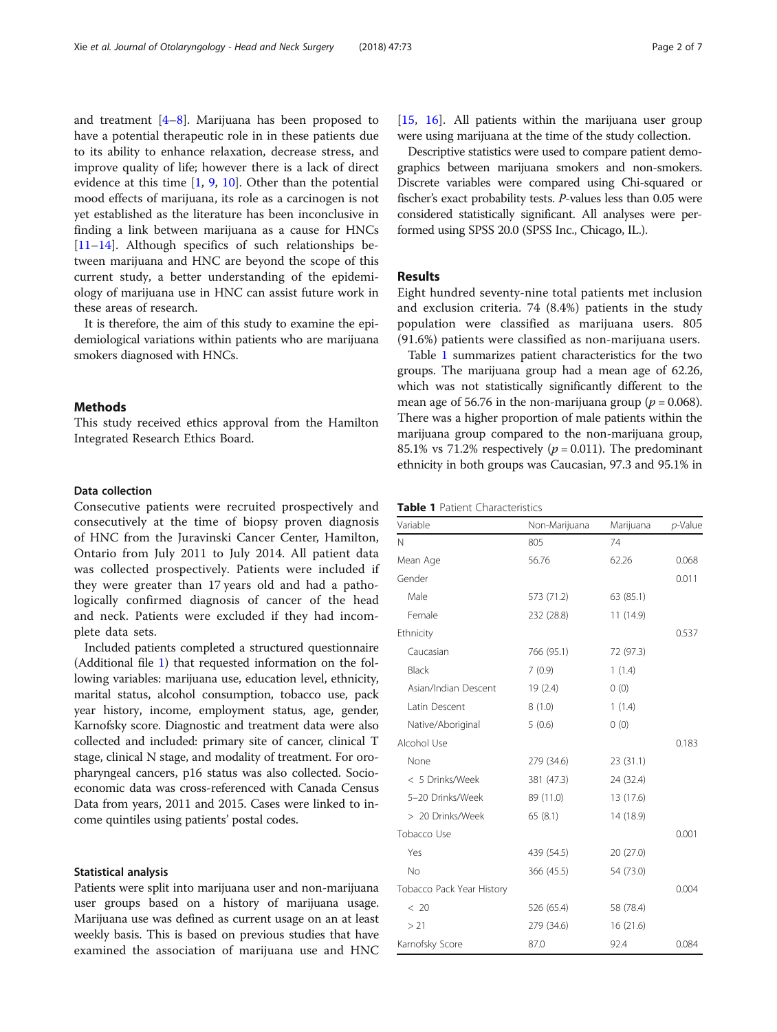and treatment [4–8]. Marijuana has been proposed to have a potential therapeutic role in in these patients due to its ability to enhance relaxation, decrease stress, and improve quality of life; however there is a lack of direct evidence at this time [1, 9, 10]. Other than the potential mood effects of marijuana, its role as a carcinogen is not yet established as the literature has been inconclusive in finding a link between marijuana as a cause for HNCs [11–14]. Although specifics of such relationships between marijuana and HNC are beyond the scope of this current study, a better understanding of the epidemiology of marijuana use in HNC can assist future work in these areas of research.

It is therefore, the aim of this study to examine the epidemiological variations within patients who are marijuana smokers diagnosed with HNCs.

## Methods

This study received ethics approval from the Hamilton Integrated Research Ethics Board.

### Data collection

Consecutive patients were recruited prospectively and consecutively at the time of biopsy proven diagnosis of HNC from the Juravinski Cancer Center, Hamilton, Ontario from July 2011 to July 2014. All patient data was collected prospectively. Patients were included if they were greater than 17 years old and had a pathologically confirmed diagnosis of cancer of the head and neck. Patients were excluded if they had incomplete data sets.

Included patients completed a structured questionnaire (Additional file 1) that requested information on the following variables: marijuana use, education level, ethnicity, marital status, alcohol consumption, tobacco use, pack year history, income, employment status, age, gender, Karnofsky score. Diagnostic and treatment data were also collected and included: primary site of cancer, clinical T stage, clinical N stage, and modality of treatment. For oropharyngeal cancers, p16 status was also collected. Socioeconomic data was cross-referenced with Canada Census Data from years, 2011 and 2015. Cases were linked to income quintiles using patients' postal codes.

### Statistical analysis

Patients were split into marijuana user and non-marijuana user groups based on a history of marijuana usage. Marijuana use was defined as current usage on an at least weekly basis. This is based on previous studies that have examined the association of marijuana use and HNC [15, 16]. All patients within the marijuana user group were using marijuana at the time of the study collection.

Descriptive statistics were used to compare patient demographics between marijuana smokers and non-smokers. Discrete variables were compared using Chi-squared or fischer's exact probability tests. *P*-values less than 0.05 were considered statistically significant. All analyses were performed using SPSS 20.0 (SPSS Inc., Chicago, IL.).

## Results

Eight hundred seventy-nine total patients met inclusion and exclusion criteria. 74 (8.4%) patients in the study population were classified as marijuana users. 805 (91.6%) patients were classified as non-marijuana users.

Table 1 summarizes patient characteristics for the two groups. The marijuana group had a mean age of 62.26, which was not statistically significantly different to the mean age of 56.76 in the non-marijuana group ($p = 0.068$). There was a higher proportion of male patients within the marijuana group compared to the non-marijuana group, 85.1% vs 71.2% respectively ($p = 0.011$). The predominant ethnicity in both groups was Caucasian, 97.3 and 95.1% in

**Table 1** Patient Characteristics

| Variable | Non-Marijuana | Marijuana | *p*-Value |
|---|---|---|---|
| N | 805 | 74 | |
| Mean Age | 56.76 | 62.26 | 0.068 |
| Gender | | | 0.011 |
| Male | 573 (71.2) | 63 (85.1) | |
| Female | 232 (28.8) | 11 (14.9) | |
| Ethnicity | | | 0.537 |
| Caucasian | 766 (95.1) | 72 (97.3) | |
| Black | 7 (0.9) | 1 (1.4) | |
| Asian/Indian Descent | 19 (2.4) | 0 (0) | |
| Latin Descent | 8 (1.0) | 1 (1.4) | |
| Native/Aboriginal | 5 (0.6) | 0 (0) | |
| Alcohol Use | | | 0.183 |
| None | 279 (34.6) | 23 (31.1) | |
| < 5 Drinks/Week | 381 (47.3) | 24 (32.4) | |
| 5–20 Drinks/Week | 89 (11.0) | 13 (17.6) | |
| > 20 Drinks/Week | 65 (8.1) | 14 (18.9) | |
| Tobacco Use | | | 0.001 |
| Yes | 439 (54.5) | 20 (27.0) | |
| No | 366 (45.5) | 54 (73.0) | |
| Tobacco Pack Year History | | | 0.004 |
| < 20 | 526 (65.4) | 58 (78.4) | |
| > 21 | 279 (34.6) | 16 (21.6) | |
| Karnofsky Score | 87.0 | 92.4 | 0.084 |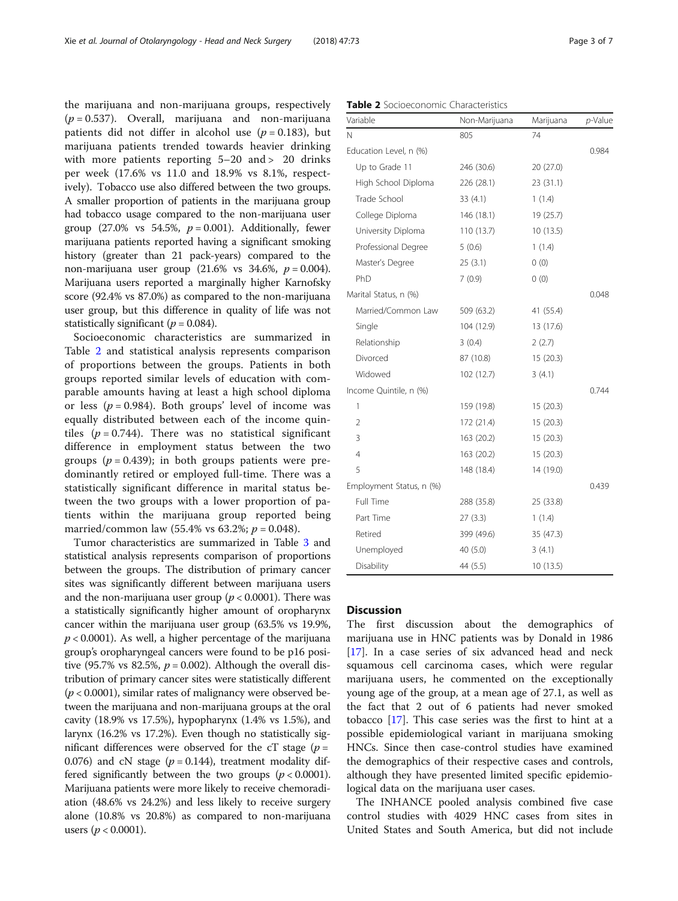the marijuana and non-marijuana groups, respectively ($p = 0.537$). Overall, marijuana and non-marijuana patients did not differ in alcohol use ($p = 0.183$), but marijuana patients trended towards heavier drinking with more patients reporting 5–20 and > 20 drinks per week (17.6% vs 11.0 and 18.9% vs 8.1%, respectively). Tobacco use also differed between the two groups. A smaller proportion of patients in the marijuana group had tobacco usage compared to the non-marijuana user group (27.0% vs 54.5%, $p = 0.001$). Additionally, fewer marijuana patients reported having a significant smoking history (greater than 21 pack-years) compared to the non-marijuana user group (21.6% vs 34.6%, $p = 0.004$). Marijuana users reported a marginally higher Karnofsky score (92.4% vs 87.0%) as compared to the non-marijuana user group, but this difference in quality of life was not statistically significant ($p = 0.084$).

Socioeconomic characteristics are summarized in Table 2 and statistical analysis represents comparison of proportions between the groups. Patients in both groups reported similar levels of education with comparable amounts having at least a high school diploma or less ($p = 0.984$). Both groups' level of income was equally distributed between each of the income quintiles ($p = 0.744$). There was no statistical significant difference in employment status between the two groups ($p = 0.439$); in both groups patients were predominantly retired or employed full-time. There was a statistically significant difference in marital status between the two groups with a lower proportion of patients within the marijuana group reported being married/common law (55.4% vs 63.2%; $p = 0.048$).

Tumor characteristics are summarized in Table 3 and statistical analysis represents comparison of proportions between the groups. The distribution of primary cancer sites was significantly different between marijuana users and the non-marijuana user group ($p < 0.0001$). There was a statistically significantly higher amount of oropharynx cancer within the marijuana user group (63.5% vs 19.9%, $p < 0.0001$). As well, a higher percentage of the marijuana group's oropharyngeal cancers were found to be p16 positive (95.7% vs 82.5%, $p = 0.002$). Although the overall distribution of primary cancer sites were statistically different ($p < 0.0001$), similar rates of malignancy were observed between the marijuana and non-marijuana groups at the oral cavity (18.9% vs 17.5%), hypopharynx (1.4% vs 1.5%), and larynx (16.2% vs 17.2%). Even though no statistically significant differences were observed for the cT stage ($p = 0.076$) and cN stage ($p = 0.144$), treatment modality differed significantly between the two groups ($p < 0.0001$). Marijuana patients were more likely to receive chemoradiation (48.6% vs 24.2%) and less likely to receive surgery alone (10.8% vs 20.8%) as compared to non-marijuana users ($p < 0.0001$).

**Table 2** Socioeconomic Characteristics

| Variable | Non-Marijuana | Marijuana | *p*-Value |
|---|---|---|---|
| N | 805 | 74 | |
| Education Level, n (%) | | | 0.984 |
| Up to Grade 11 | 246 (30.6) | 20 (27.0) | |
| High School Diploma | 226 (28.1) | 23 (31.1) | |
| Trade School | 33 (4.1) | 1 (1.4) | |
| College Diploma | 146 (18.1) | 19 (25.7) | |
| University Diploma | 110 (13.7) | 10 (13.5) | |
| Professional Degree | 5 (0.6) | 1 (1.4) | |
| Master's Degree | 25 (3.1) | 0 (0) | |
| PhD | 7 (0.9) | 0 (0) | |
| Marital Status, n (%) | | | 0.048 |
| Married/Common Law | 509 (63.2) | 41 (55.4) | |
| Single | 104 (12.9) | 13 (17.6) | |
| Relationship | 3 (0.4) | 2 (2.7) | |
| Divorced | 87 (10.8) | 15 (20.3) | |
| Widowed | 102 (12.7) | 3 (4.1) | |
| Income Quintile, n (%) | | | 0.744 |
| 1 | 159 (19.8) | 15 (20.3) | |
| 2 | 172 (21.4) | 15 (20.3) | |
| 3 | 163 (20.2) | 15 (20.3) | |
| 4 | 163 (20.2) | 15 (20.3) | |
| 5 | 148 (18.4) | 14 (19.0) | |
| Employment Status, n (%) | | | 0.439 |
| Full Time | 288 (35.8) | 25 (33.8) | |
| Part Time | 27 (3.3) | 1 (1.4) | |
| Retired | 399 (49.6) | 35 (47.3) | |
| Unemployed | 40 (5.0) | 3 (4.1) | |
| Disability | 44 (5.5) | 10 (13.5) | |

## Discussion

The first discussion about the demographics of marijuana use in HNC patients was by Donald in 1986 [17]. In a case series of six advanced head and neck squamous cell carcinoma cases, which were regular marijuana users, he commented on the exceptionally young age of the group, at a mean age of 27.1, as well as the fact that 2 out of 6 patients had never smoked tobacco [17]. This case series was the first to hint at a possible epidemiological variant in marijuana smoking HNCs. Since then case-control studies have examined the demographics of their respective cases and controls, although they have presented limited specific epidemiological data on the marijuana user cases.

The INHANCE pooled analysis combined five case control studies with 4029 HNC cases from sites in United States and South America, but did not include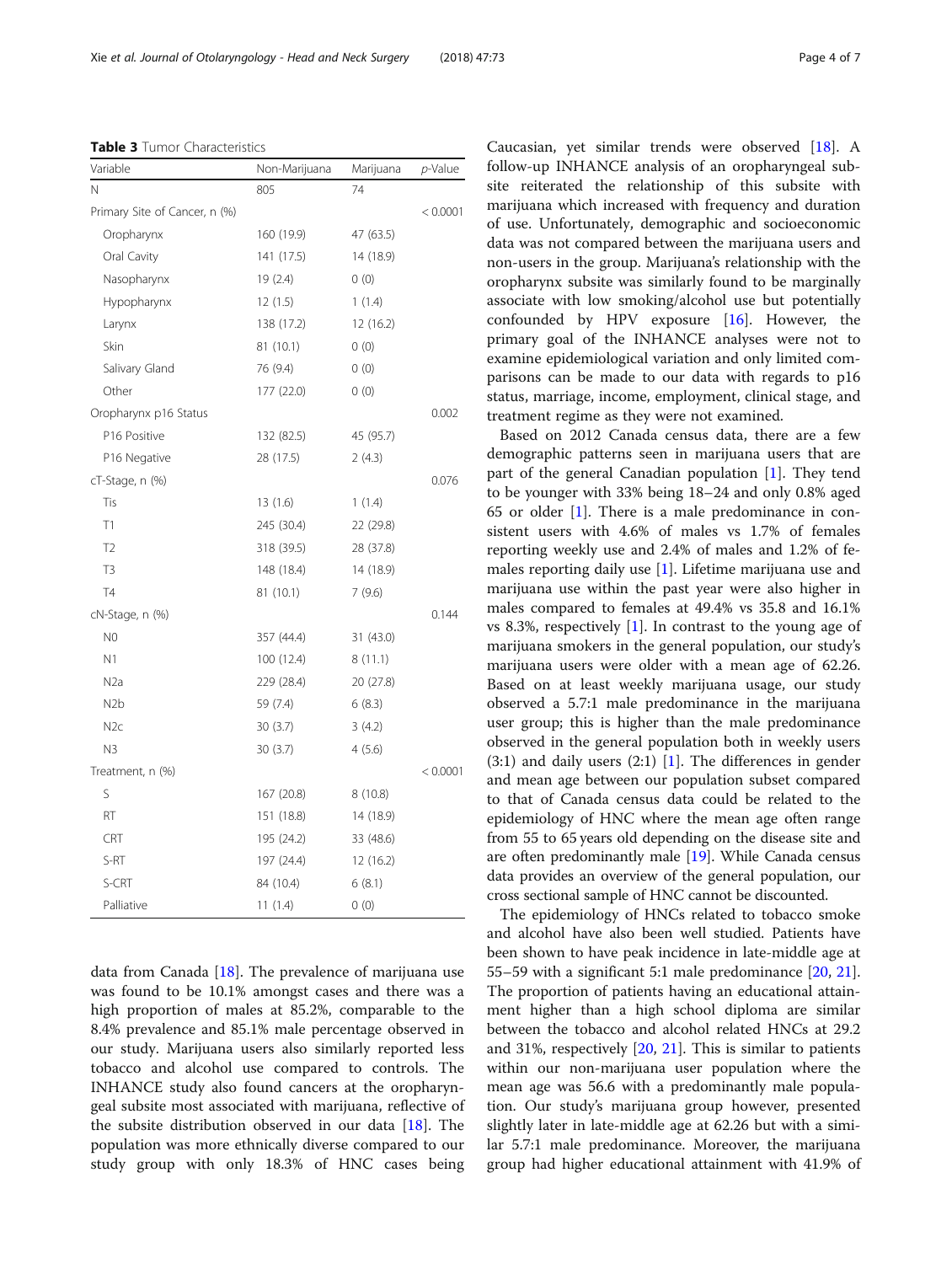**Table 3** Tumor Characteristics

| Variable | Non-Marijuana | Marijuana | *p*-Value |
|---|---|---|---|
| N | 805 | 74 | |
| Primary Site of Cancer, n (%) | | | < 0.0001 |
| Oropharynx | 160 (19.9) | 47 (63.5) | |
| Oral Cavity | 141 (17.5) | 14 (18.9) | |
| Nasopharynx | 19 (2.4) | 0 (0) | |
| Hypopharynx | 12 (1.5) | 1 (1.4) | |
| Larynx | 138 (17.2) | 12 (16.2) | |
| Skin | 81 (10.1) | 0 (0) | |
| Salivary Gland | 76 (9.4) | 0 (0) | |
| Other | 177 (22.0) | 0 (0) | |
| Oropharynx p16 Status | | | 0.002 |
| P16 Positive | 132 (82.5) | 45 (95.7) | |
| P16 Negative | 28 (17.5) | 2 (4.3) | |
| cT-Stage, n (%) | | | 0.076 |
| Tis | 13 (1.6) | 1 (1.4) | |
| T1 | 245 (30.4) | 22 (29.8) | |
| T2 | 318 (39.5) | 28 (37.8) | |
| T3 | 148 (18.4) | 14 (18.9) | |
| T4 | 81 (10.1) | 7 (9.6) | |
| cN-Stage, n (%) | | | 0.144 |
| N0 | 357 (44.4) | 31 (43.0) | |
| N1 | 100 (12.4) | 8 (11.1) | |
| N2a | 229 (28.4) | 20 (27.8) | |
| N2b | 59 (7.4) | 6 (8.3) | |
| N2c | 30 (3.7) | 3 (4.2) | |
| N3 | 30 (3.7) | 4 (5.6) | |
| Treatment, n (%) | | | < 0.0001 |
| S | 167 (20.8) | 8 (10.8) | |
| RT | 151 (18.8) | 14 (18.9) | |
| CRT | 195 (24.2) | 33 (48.6) | |
| S-RT | 197 (24.4) | 12 (16.2) | |
| S-CRT | 84 (10.4) | 6 (8.1) | |
| Palliative | 11 (1.4) | 0 (0) | |

data from Canada [18]. The prevalence of marijuana use was found to be 10.1% amongst cases and there was a high proportion of males at 85.2%, comparable to the 8.4% prevalence and 85.1% male percentage observed in our study. Marijuana users also similarly reported less tobacco and alcohol use compared to controls. The INHANCE study also found cancers at the oropharyngeal subsite most associated with marijuana, reflective of the subsite distribution observed in our data [18]. The population was more ethnically diverse compared to our study group with only 18.3% of HNC cases being Caucasian, yet similar trends were observed [18]. A follow-up INHANCE analysis of an oropharyngeal subsite reiterated the relationship of this subsite with marijuana which increased with frequency and duration of use. Unfortunately, demographic and socioeconomic data was not compared between the marijuana users and non-users in the group. Marijuana's relationship with the oropharynx subsite was similarly found to be marginally associate with low smoking/alcohol use but potentially confounded by HPV exposure [16]. However, the primary goal of the INHANCE analyses were not to examine epidemiological variation and only limited comparisons can be made to our data with regards to p16 status, marriage, income, employment, clinical stage, and treatment regime as they were not examined.

Based on 2012 Canada census data, there are a few demographic patterns seen in marijuana users that are part of the general Canadian population [1]. They tend to be younger with 33% being 18–24 and only 0.8% aged 65 or older [1]. There is a male predominance in consistent users with 4.6% of males vs 1.7% of females reporting weekly use and 2.4% of males and 1.2% of females reporting daily use [1]. Lifetime marijuana use and marijuana use within the past year were also higher in males compared to females at 49.4% vs 35.8 and 16.1% vs 8.3%, respectively [1]. In contrast to the young age of marijuana smokers in the general population, our study's marijuana users were older with a mean age of 62.26. Based on at least weekly marijuana usage, our study observed a 5.7:1 male predominance in the marijuana user group; this is higher than the male predominance observed in the general population both in weekly users (3:1) and daily users (2:1) [1]. The differences in gender and mean age between our population subset compared to that of Canada census data could be related to the epidemiology of HNC where the mean age often range from 55 to 65 years old depending on the disease site and are often predominantly male [19]. While Canada census data provides an overview of the general population, our cross sectional sample of HNC cannot be discounted.

The epidemiology of HNCs related to tobacco smoke and alcohol have also been well studied. Patients have been shown to have peak incidence in late-middle age at 55–59 with a significant 5:1 male predominance [20, 21]. The proportion of patients having an educational attainment higher than a high school diploma are similar between the tobacco and alcohol related HNCs at 29.2 and 31%, respectively [20, 21]. This is similar to patients within our non-marijuana user population where the mean age was 56.6 with a predominantly male population. Our study's marijuana group however, presented slightly later in late-middle age at 62.26 but with a similar 5.7:1 male predominance. Moreover, the marijuana group had higher educational attainment with 41.9% of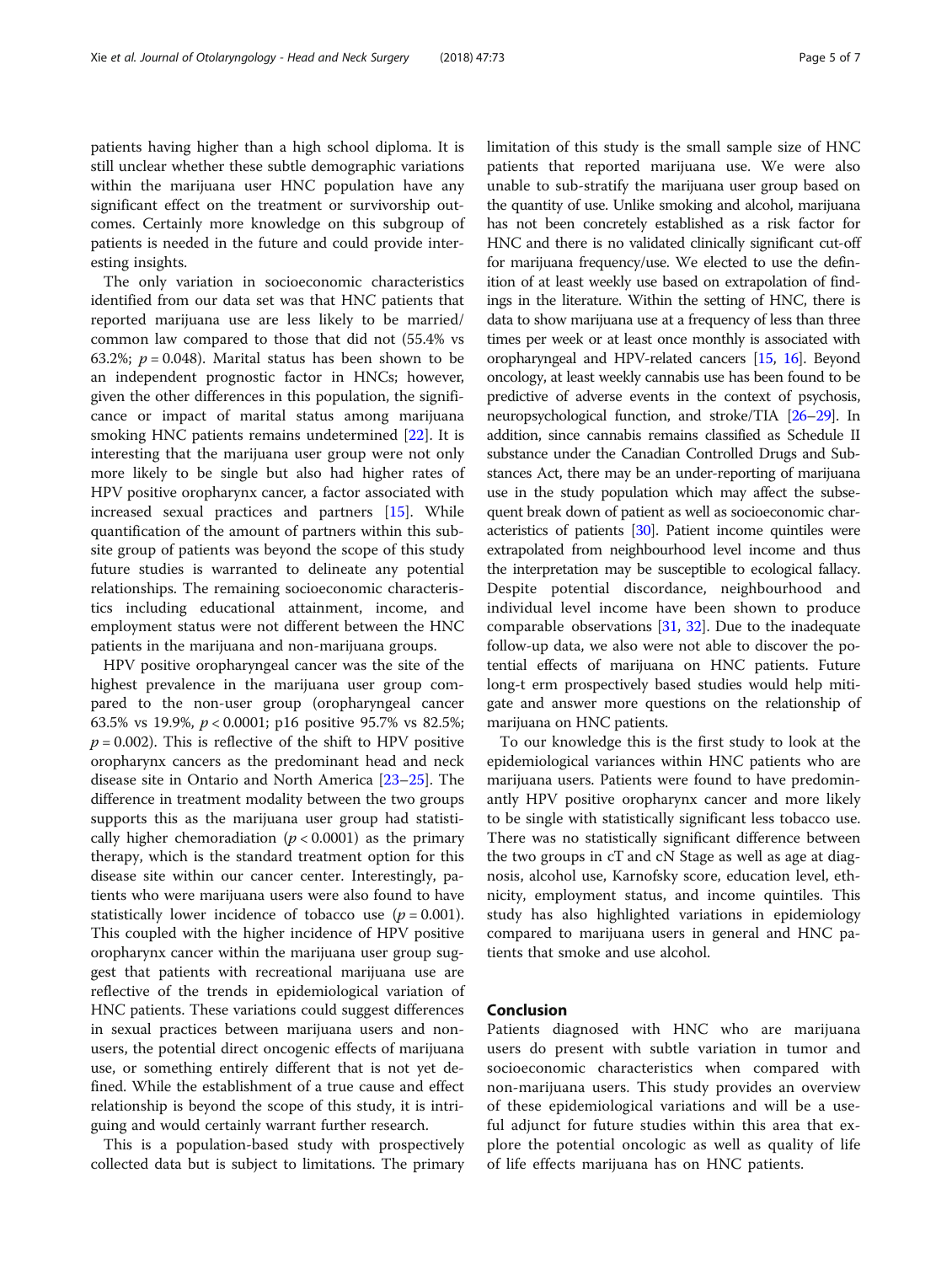patients having higher than a high school diploma. It is still unclear whether these subtle demographic variations within the marijuana user HNC population have any significant effect on the treatment or survivorship outcomes. Certainly more knowledge on this subgroup of patients is needed in the future and could provide interesting insights.

The only variation in socioeconomic characteristics identified from our data set was that HNC patients that reported marijuana use are less likely to be married/common law compared to those that did not (55.4% vs 63.2%; $p = 0.048$). Marital status has been shown to be an independent prognostic factor in HNCs; however, given the other differences in this population, the significance or impact of marital status among marijuana smoking HNC patients remains undetermined [22]. It is interesting that the marijuana user group were not only more likely to be single but also had higher rates of HPV positive oropharynx cancer, a factor associated with increased sexual practices and partners [15]. While quantification of the amount of partners within this subsite group of patients was beyond the scope of this study future studies is warranted to delineate any potential relationships. The remaining socioeconomic characteristics including educational attainment, income, and employment status were not different between the HNC patients in the marijuana and non-marijuana groups.

HPV positive oropharyngeal cancer was the site of the highest prevalence in the marijuana user group compared to the non-user group (oropharyngeal cancer 63.5% vs 19.9%, $p < 0.0001$; p16 positive 95.7% vs 82.5%; $p = 0.002$). This is reflective of the shift to HPV positive oropharynx cancers as the predominant head and neck disease site in Ontario and North America [23–25]. The difference in treatment modality between the two groups supports this as the marijuana user group had statistically higher chemoradiation ($p < 0.0001$) as the primary therapy, which is the standard treatment option for this disease site within our cancer center. Interestingly, patients who were marijuana users were also found to have statistically lower incidence of tobacco use ($p = 0.001$). This coupled with the higher incidence of HPV positive oropharynx cancer within the marijuana user group suggest that patients with recreational marijuana use are reflective of the trends in epidemiological variation of HNC patients. These variations could suggest differences in sexual practices between marijuana users and non-users, the potential direct oncogenic effects of marijuana use, or something entirely different that is not yet defined. While the establishment of a true cause and effect relationship is beyond the scope of this study, it is intriguing and would certainly warrant further research.

This is a population-based study with prospectively collected data but is subject to limitations. The primary limitation of this study is the small sample size of HNC patients that reported marijuana use. We were also unable to sub-stratify the marijuana user group based on the quantity of use. Unlike smoking and alcohol, marijuana has not been concretely established as a risk factor for HNC and there is no validated clinically significant cut-off for marijuana frequency/use. We elected to use the definition of at least weekly use based on extrapolation of findings in the literature. Within the setting of HNC, there is data to show marijuana use at a frequency of less than three times per week or at least once monthly is associated with oropharyngeal and HPV-related cancers [15, 16]. Beyond oncology, at least weekly cannabis use has been found to be predictive of adverse events in the context of psychosis, neuropsychological function, and stroke/TIA [26–29]. In addition, since cannabis remains classified as Schedule II substance under the Canadian Controlled Drugs and Substances Act, there may be an under-reporting of marijuana use in the study population which may affect the subsequent break down of patient as well as socioeconomic characteristics of patients [30]. Patient income quintiles were extrapolated from neighbourhood level income and thus the interpretation may be susceptible to ecological fallacy. Despite potential discordance, neighbourhood and individual level income have been shown to produce comparable observations [31, 32]. Due to the inadequate follow-up data, we also were not able to discover the potential effects of marijuana on HNC patients. Future long-t erm prospectively based studies would help mitigate and answer more questions on the relationship of marijuana on HNC patients.

To our knowledge this is the first study to look at the epidemiological variances within HNC patients who are marijuana users. Patients were found to have predominantly HPV positive oropharynx cancer and more likely to be single with statistically significant less tobacco use. There was no statistically significant difference between the two groups in cT and cN Stage as well as age at diagnosis, alcohol use, Karnofsky score, education level, ethnicity, employment status, and income quintiles. This study has also highlighted variations in epidemiology compared to marijuana users in general and HNC patients that smoke and use alcohol.

## Conclusion

Patients diagnosed with HNC who are marijuana users do present with subtle variation in tumor and socioeconomic characteristics when compared with non-marijuana users. This study provides an overview of these epidemiological variations and will be a useful adjunct for future studies within this area that explore the potential oncologic as well as quality of life of life effects marijuana has on HNC patients.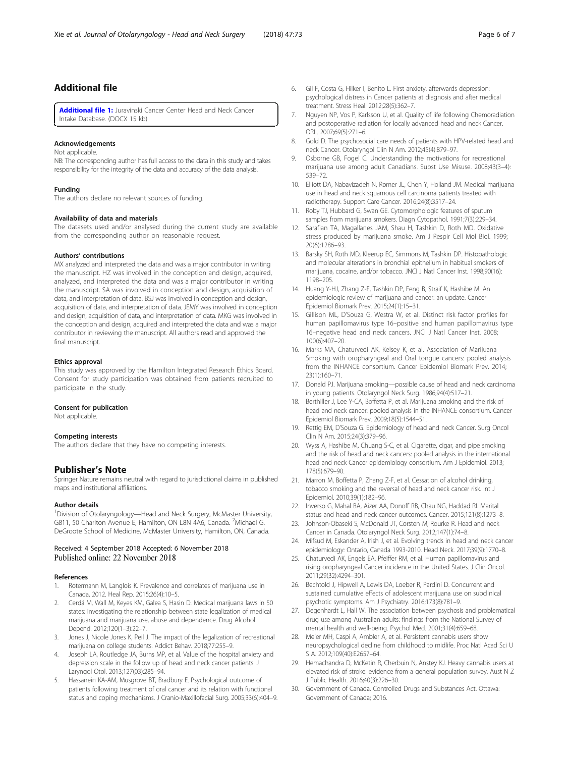## Additional file

**Additional file 1:** Juravinski Cancer Center Head and Neck Cancer Intake Database. (DOCX 15 kb)

### Acknowledgements

Not applicable.

NB: The corresponding author has full access to the data in this study and takes responsibility for the integrity of the data and accuracy of the data analysis.

### Funding

The authors declare no relevant sources of funding.

### Availability of data and materials

The datasets used and/or analysed during the current study are available from the corresponding author on reasonable request.

### Authors' contributions

MX analyzed and interpreted the data and was a major contributor in writing the manuscript. HZ was involved in the conception and design, acquired, analyzed, and interpreted the data and was a major contributor in writing the manuscript. SA was involved in conception and design, acquisition of data, and interpretation of data. BSJ was involved in conception and design, acquisition of data, and interpretation of data. JEMY was involved in conception and design, acquisition of data, and interpretation of data. MKG was involved in the conception and design, acquired and interpreted the data and was a major contributor in reviewing the manuscript. All authors read and approved the final manuscript.

### Ethics approval

This study was approved by the Hamilton Integrated Research Ethics Board. Consent for study participation was obtained from patients recruited to participate in the study.

### Consent for publication

Not applicable.

### Competing interests

The authors declare that they have no competing interests.

## Publisher's Note

Springer Nature remains neutral with regard to jurisdictional claims in published maps and institutional affiliations.

### Author details

[1]Division of Otolaryngology—Head and Neck Surgery, McMaster University, G811, 50 Charlton Avenue E, Hamilton, ON L8N 4A6, Canada. [2]Michael G. DeGroote School of Medicine, McMaster University, Hamilton, ON, Canada.

Received: 4 September 2018 Accepted: 6 November 2018
Published online: 22 November 2018

### References

1. Rotermann M, Langlois K. Prevalence and correlates of marijuana use in Canada, 2012. Heal Rep. 2015;26(4):10–5.
2. Cerdá M, Wall M, Keyes KM, Galea S, Hasin D. Medical marijuana laws in 50 states: investigating the relationship between state legalization of medical marijuana and marijuana use, abuse and dependence. Drug Alcohol Depend. 2012;120(1–3):22–7.
3. Jones J, Nicole Jones K, Peil J. The impact of the legalization of recreational marijuana on college students. Addict Behav. 2018;77:255–9.
4. Joseph LA, Routledge JA, Burns MP, et al. Value of the hospital anxiety and depression scale in the follow up of head and neck cancer patients. J Laryngol Otol. 2013;127(03):285–94.
5. Hassanein KA-AM, Musgrove BT, Bradbury E. Psychological outcome of patients following treatment of oral cancer and its relation with functional status and coping mechanisms. J Cranio-Maxillofacial Surg. 2005;33(6):404–9.
6. Gil F, Costa G, Hilker I, Benito L. First anxiety, afterwards depression: psychological distress in Cancer patients at diagnosis and after medical treatment. Stress Heal. 2012;28(5):362–7.
7. Nguyen NP, Vos P, Karlsson U, et al. Quality of life following Chemoradiation and postoperative radiation for locally advanced head and neck Cancer. ORL. 2007;69(5):271–6.
8. Gold D. The psychosocial care needs of patients with HPV-related head and neck Cancer. Otolaryngol Clin N Am. 2012;45(4):879–97.
9. Osborne GB, Fogel C. Understanding the motivations for recreational marijuana use among adult Canadians. Subst Use Misuse. 2008;43(3–4):539–72.
10. Elliott DA, Nabavizadeh N, Romer JL, Chen Y, Holland JM. Medical marijuana use in head and neck squamous cell carcinoma patients treated with radiotherapy. Support Care Cancer. 2016;24(8):3517–24.
11. Roby TJ, Hubbard G, Swan GE. Cytomorphologic features of sputum samples from marijuana smokers. Diagn Cytopathol. 1991;7(3):229–34.
12. Sarafian TA, Magallanes JAM, Shau H, Tashkin D, Roth MD. Oxidative stress produced by marijuana smoke. Am J Respir Cell Mol Biol. 1999;20(6):1286–93.
13. Barsky SH, Roth MD, Kleerup EC, Simmons M, Tashkin DP. Histopathologic and molecular alterations in bronchial epithelium in habitual smokers of marijuana, cocaine, and/or tobacco. JNCI J Natl Cancer Inst. 1998;90(16):1198–205.
14. Huang Y-HJ, Zhang Z-F, Tashkin DP, Feng B, Straif K, Hashibe M. An epidemiologic review of marijuana and cancer: an update. Cancer Epidemiol Biomark Prev. 2015;24(1):15–31.
15. Gillison ML, D'Souza G, Westra W, et al. Distinct risk factor profiles for human papillomavirus type 16–positive and human papillomavirus type 16–negative head and neck cancers. JNCI J Natl Cancer Inst. 2008;100(6):407–20.
16. Marks MA, Chaturvedi AK, Kelsey K, et al. Association of Marijuana Smoking with oropharyngeal and Oral tongue cancers: pooled analysis from the INHANCE consortium. Cancer Epidemiol Biomark Prev. 2014;23(1):160–71.
17. Donald PJ. Marijuana smoking—possible cause of head and neck carcinoma in young patients. Otolaryngol Neck Surg. 1986;94(4):517–21.
18. Berthiller J, Lee Y-CA, Boffetta P, et al. Marijuana smoking and the risk of head and neck cancer: pooled analysis in the INHANCE consortium. Cancer Epidemiol Biomark Prev. 2009;18(5):1544–51.
19. Rettig EM, D'Souza G. Epidemiology of head and neck Cancer. Surg Oncol Clin N Am. 2015;24(3):379–96.
20. Wyss A, Hashibe M, Chuang S-C, et al. Cigarette, cigar, and pipe smoking and the risk of head and neck cancers: pooled analysis in the international head and neck Cancer epidemiology consortium. Am J Epidemiol. 2013;178(5):679–90.
21. Marron M, Boffetta P, Zhang Z-F, et al. Cessation of alcohol drinking, tobacco smoking and the reversal of head and neck cancer risk. Int J Epidemiol. 2010;39(1):182–96.
22. Inverso G, Mahal BA, Aizer AA, Donoff RB, Chau NG, Haddad RI. Marital status and head and neck cancer outcomes. Cancer. 2015;121(8):1273–8.
23. Johnson-Obaseki S, McDonald JT, Corsten M, Rourke R. Head and neck Cancer in Canada. Otolaryngol Neck Surg. 2012;147(1):74–8.
24. Mifsud M, Eskander A, Irish J, et al. Evolving trends in head and neck cancer epidemiology: Ontario, Canada 1993-2010. Head Neck. 2017;39(9):1770–8.
25. Chaturvedi AK, Engels EA, Pfeiffer RM, et al. Human papillomavirus and rising oropharyngeal Cancer incidence in the United States. J Clin Oncol. 2011;29(32):4294–301.
26. Bechtold J, Hipwell A, Lewis DA, Loeber R, Pardini D. Concurrent and sustained cumulative effects of adolescent marijuana use on subclinical psychotic symptoms. Am J Psychiatry. 2016;173(8):781–9.
27. Degenhardt L, Hall W. The association between psychosis and problematical drug use among Australian adults: findings from the National Survey of mental health and well-being. Psychol Med. 2001;31(4):659–68.
28. Meier MH, Caspi A, Ambler A, et al. Persistent cannabis users show neuropsychological decline from childhood to midlife. Proc Natl Acad Sci U S A. 2012;109(40):E2657–64.
29. Hemachandra D, McKetin R, Cherbuin N, Anstey KJ. Heavy cannabis users at elevated risk of stroke: evidence from a general population survey. Aust N Z J Public Health. 2016;40(3):226–30.
30. Government of Canada. Controlled Drugs and Substances Act. Ottawa: Government of Canada; 2016.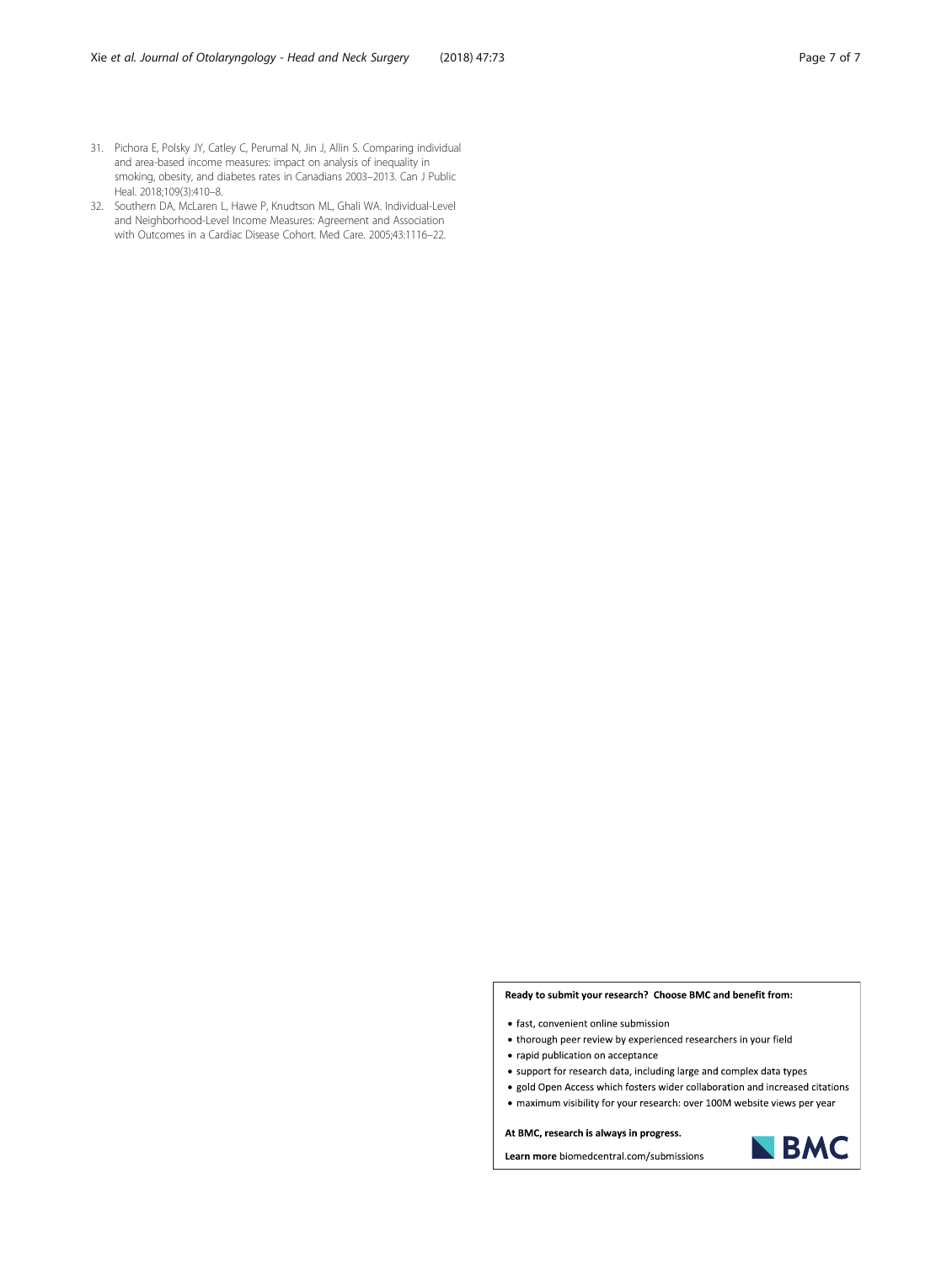31. Pichora E, Polsky JY, Catley C, Perumal N, Jin J, Allin S. Comparing individual and area-based income measures: impact on analysis of inequality in smoking, obesity, and diabetes rates in Canadians 2003–2013. Can J Public Heal. 2018;109(3):410–8.
32. Southern DA, McLaren L, Hawe P, Knudtson ML, Ghali WA. Individual-Level and Neighborhood-Level Income Measures: Agreement and Association with Outcomes in a Cardiac Disease Cohort. Med Care. 2005;43:1116–22.

**Ready to submit your research? Choose BMC and benefit from:**

- fast, convenient online submission
- thorough peer review by experienced researchers in your field
- rapid publication on acceptance
- support for research data, including large and complex data types
- gold Open Access which fosters wider collaboration and increased citations
- maximum visibility for your research: over 100M website views per year

**At BMC, research is always in progress.**

**Learn more** biomedcentral.com/submissions

BMC